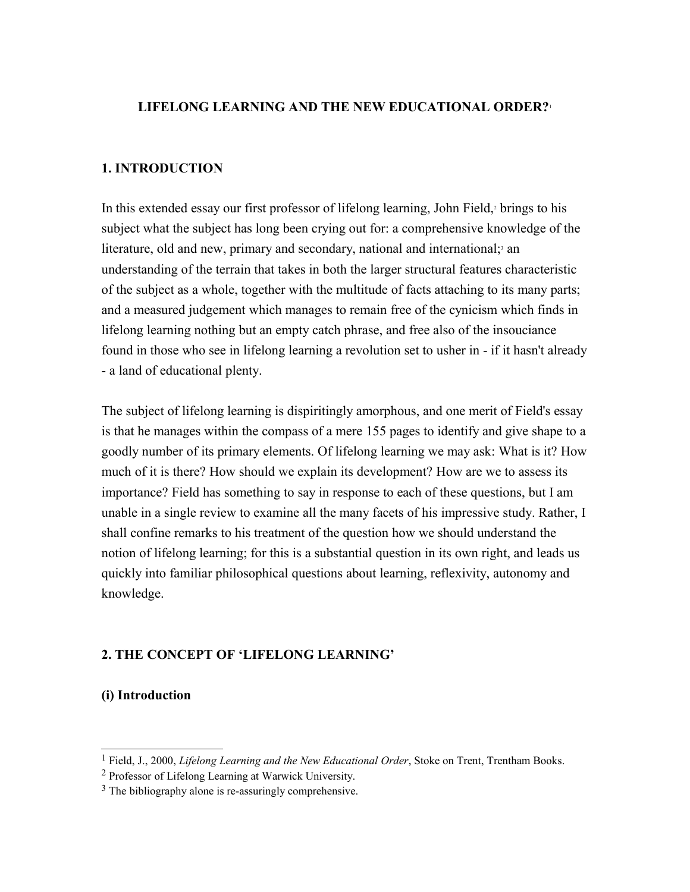# LIFELONG LEARNING AND THE NEW EDUCATIONAL ORDER?[1]

## 1. INTRODUCTION

In this extended essay our first professor of lifelong learning, John Field,[2] brings to his subject what the subject has long been crying out for: a comprehensive knowledge of the literature, old and new, primary and secondary, national and international;[3] an understanding of the terrain that takes in both the larger structural features characteristic of the subject as a whole, together with the multitude of facts attaching to its many parts; and a measured judgement which manages to remain free of the cynicism which finds in lifelong learning nothing but an empty catch phrase, and free also of the insouciance found in those who see in lifelong learning a revolution set to usher in - if it hasn't already - a land of educational plenty.

The subject of lifelong learning is dispiritingly amorphous, and one merit of Field's essay is that he manages within the compass of a mere 155 pages to identify and give shape to a goodly number of its primary elements. Of lifelong learning we may ask: What is it? How much of it is there? How should we explain its development? How are we to assess its importance? Field has something to say in response to each of these questions, but I am unable in a single review to examine all the many facets of his impressive study. Rather, I shall confine remarks to his treatment of the question how we should understand the notion of lifelong learning; for this is a substantial question in its own right, and leads us quickly into familiar philosophical questions about learning, reflexivity, autonomy and knowledge.

## 2. THE CONCEPT OF 'LIFELONG LEARNING'

### (i) Introduction

---

[1] Field, J., 2000, *Lifelong Learning and the New Educational Order*, Stoke on Trent, Trentham Books.

[2] Professor of Lifelong Learning at Warwick University.

[3] The bibliography alone is re-assuringly comprehensive.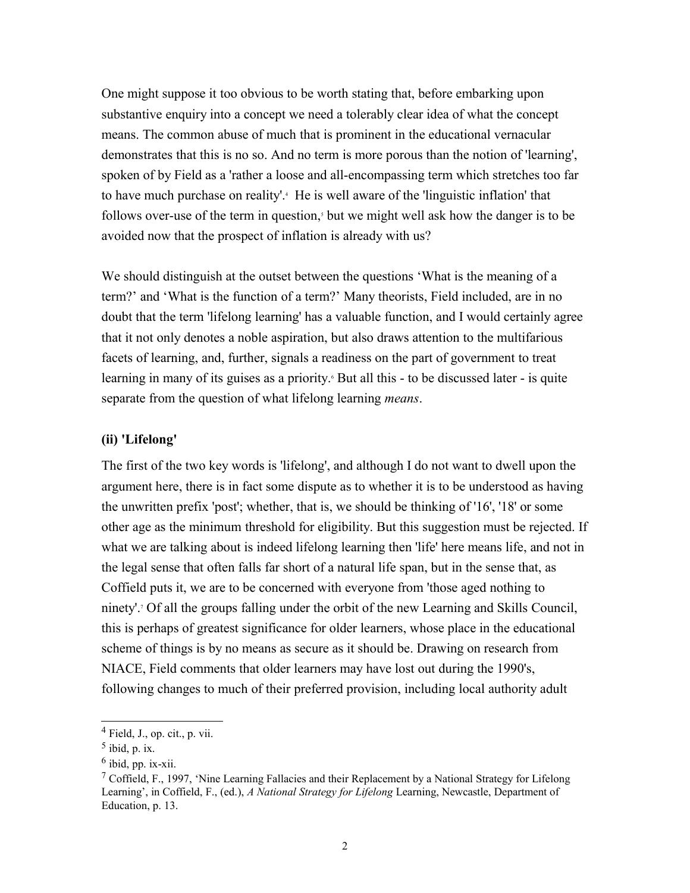One might suppose it too obvious to be worth stating that, before embarking upon substantive enquiry into a concept we need a tolerably clear idea of what the concept means. The common abuse of much that is prominent in the educational vernacular demonstrates that this is no so. And no term is more porous than the notion of 'learning', spoken of by Field as a 'rather a loose and all-encompassing term which stretches too far to have much purchase on reality'.[4] He is well aware of the 'linguistic inflation' that follows over-use of the term in question,[5] but we might well ask how the danger is to be avoided now that the prospect of inflation is already with us?

We should distinguish at the outset between the questions 'What is the meaning of a term?' and 'What is the function of a term?' Many theorists, Field included, are in no doubt that the term 'lifelong learning' has a valuable function, and I would certainly agree that it not only denotes a noble aspiration, but also draws attention to the multifarious facets of learning, and, further, signals a readiness on the part of government to treat learning in many of its guises as a priority.[6] But all this - to be discussed later - is quite separate from the question of what lifelong learning *means*.

### (ii) 'Lifelong'

The first of the two key words is 'lifelong', and although I do not want to dwell upon the argument here, there is in fact some dispute as to whether it is to be understood as having the unwritten prefix 'post'; whether, that is, we should be thinking of '16', '18' or some other age as the minimum threshold for eligibility. But this suggestion must be rejected. If what we are talking about is indeed lifelong learning then 'life' here means life, and not in the legal sense that often falls far short of a natural life span, but in the sense that, as Coffield puts it, we are to be concerned with everyone from 'those aged nothing to ninety'.[7] Of all the groups falling under the orbit of the new Learning and Skills Council, this is perhaps of greatest significance for older learners, whose place in the educational scheme of things is by no means as secure as it should be. Drawing on research from NIACE, Field comments that older learners may have lost out during the 1990's, following changes to much of their preferred provision, including local authority adult

---

[4] Field, J., op. cit., p. vii.

[5] ibid, p. ix.

[6] ibid, pp. ix-xii.

[7] Coffield, F., 1997, 'Nine Learning Fallacies and their Replacement by a National Strategy for Lifelong Learning', in Coffield, F., (ed.), *A National Strategy for Lifelong* Learning, Newcastle, Department of Education, p. 13.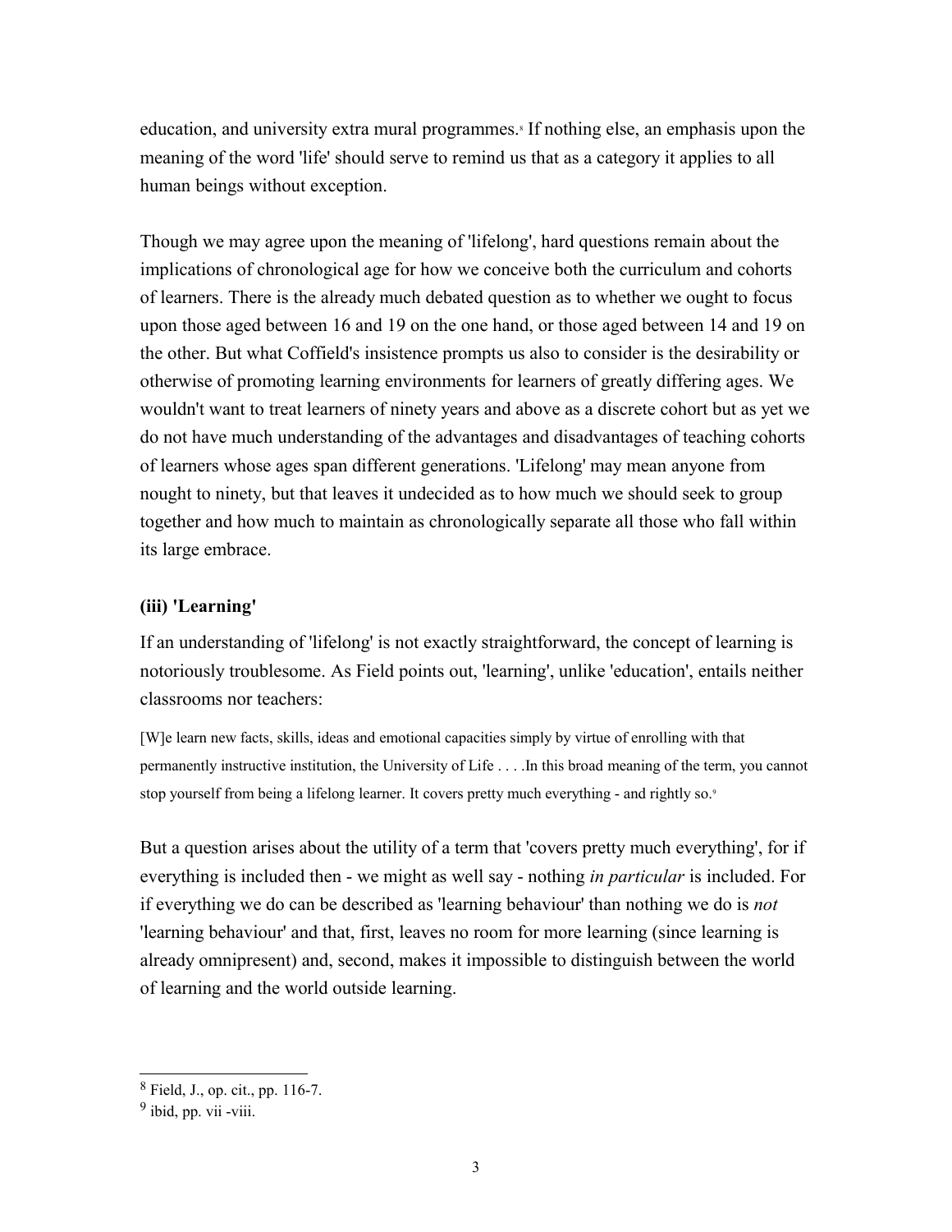education, and university extra mural programmes.[8] If nothing else, an emphasis upon the meaning of the word 'life' should serve to remind us that as a category it applies to all human beings without exception.

Though we may agree upon the meaning of 'lifelong', hard questions remain about the implications of chronological age for how we conceive both the curriculum and cohorts of learners. There is the already much debated question as to whether we ought to focus upon those aged between 16 and 19 on the one hand, or those aged between 14 and 19 on the other. But what Coffield's insistence prompts us also to consider is the desirability or otherwise of promoting learning environments for learners of greatly differing ages. We wouldn't want to treat learners of ninety years and above as a discrete cohort but as yet we do not have much understanding of the advantages and disadvantages of teaching cohorts of learners whose ages span different generations. 'Lifelong' may mean anyone from nought to ninety, but that leaves it undecided as to how much we should seek to group together and how much to maintain as chronologically separate all those who fall within its large embrace.

### (iii) 'Learning'

If an understanding of 'lifelong' is not exactly straightforward, the concept of learning is notoriously troublesome. As Field points out, 'learning', unlike 'education', entails neither classrooms nor teachers:

> [W]e learn new facts, skills, ideas and emotional capacities simply by virtue of enrolling with that permanently instructive institution, the University of Life . . . .In this broad meaning of the term, you cannot stop yourself from being a lifelong learner. It covers pretty much everything - and rightly so.[9]

But a question arises about the utility of a term that 'covers pretty much everything', for if everything is included then - we might as well say - nothing *in particular* is included. For if everything we do can be described as 'learning behaviour' than nothing we do is *not* 'learning behaviour' and that, first, leaves no room for more learning (since learning is already omnipresent) and, second, makes it impossible to distinguish between the world of learning and the world outside learning.

---

[8] Field, J., op. cit., pp. 116-7.

[9] ibid, pp. vii -viii.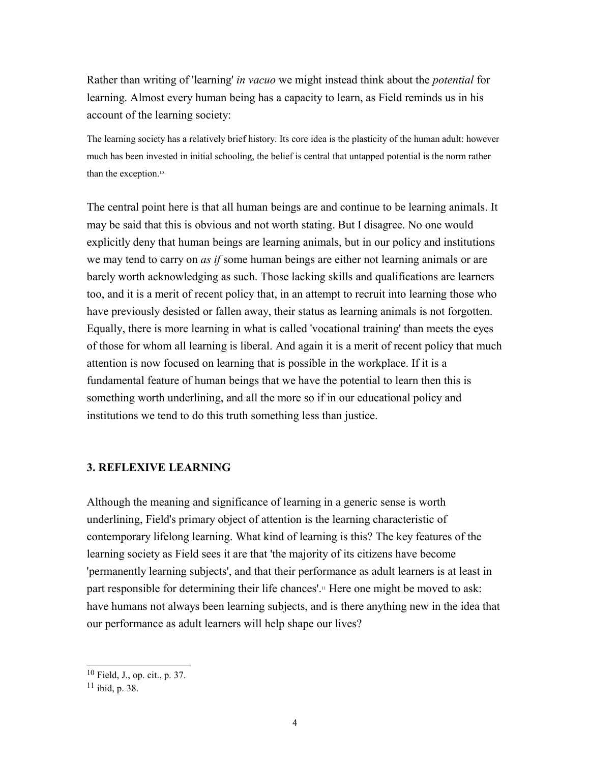Rather than writing of 'learning' *in vacuo* we might instead think about the *potential* for learning. Almost every human being has a capacity to learn, as Field reminds us in his account of the learning society:

> The learning society has a relatively brief history. Its core idea is the plasticity of the human adult: however much has been invested in initial schooling, the belief is central that untapped potential is the norm rather than the exception.[10]

The central point here is that all human beings are and continue to be learning animals. It may be said that this is obvious and not worth stating. But I disagree. No one would explicitly deny that human beings are learning animals, but in our policy and institutions we may tend to carry on *as if* some human beings are either not learning animals or are barely worth acknowledging as such. Those lacking skills and qualifications are learners too, and it is a merit of recent policy that, in an attempt to recruit into learning those who have previously desisted or fallen away, their status as learning animals is not forgotten. Equally, there is more learning in what is called 'vocational training' than meets the eyes of those for whom all learning is liberal. And again it is a merit of recent policy that much attention is now focused on learning that is possible in the workplace. If it is a fundamental feature of human beings that we have the potential to learn then this is something worth underlining, and all the more so if in our educational policy and institutions we tend to do this truth something less than justice.

## 3. REFLEXIVE LEARNING

Although the meaning and significance of learning in a generic sense is worth underlining, Field's primary object of attention is the learning characteristic of contemporary lifelong learning. What kind of learning is this? The key features of the learning society as Field sees it are that 'the majority of its citizens have become 'permanently learning subjects', and that their performance as adult learners is at least in part responsible for determining their life chances'.[11] Here one might be moved to ask: have humans not always been learning subjects, and is there anything new in the idea that our performance as adult learners will help shape our lives?

---

[10] Field, J., op. cit., p. 37.

[11] ibid, p. 38.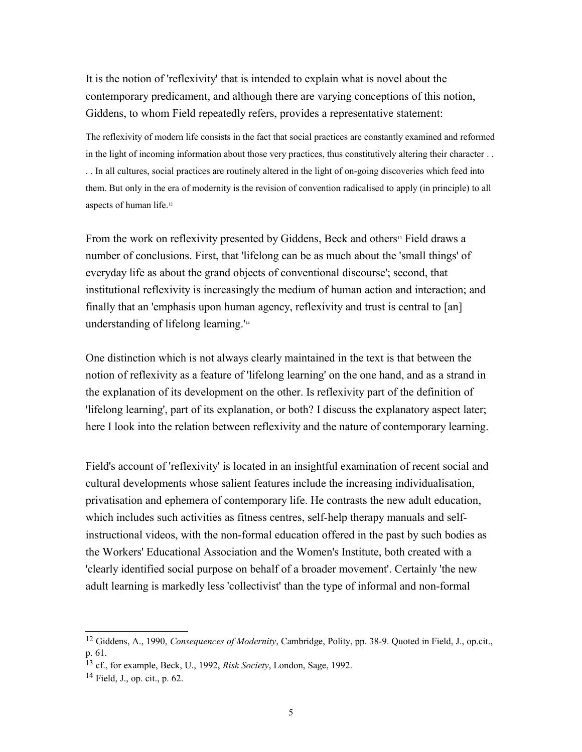It is the notion of 'reflexivity' that is intended to explain what is novel about the contemporary predicament, and although there are varying conceptions of this notion, Giddens, to whom Field repeatedly refers, provides a representative statement:

> The reflexivity of modern life consists in the fact that social practices are constantly examined and reformed in the light of incoming information about those very practices, thus constitutively altering their character . . . . In all cultures, social practices are routinely altered in the light of on-going discoveries which feed into them. But only in the era of modernity is the revision of convention radicalised to apply (in principle) to all aspects of human life.[12]

From the work on reflexivity presented by Giddens, Beck and others[13] Field draws a number of conclusions. First, that 'lifelong can be as much about the 'small things' of everyday life as about the grand objects of conventional discourse'; second, that institutional reflexivity is increasingly the medium of human action and interaction; and finally that an 'emphasis upon human agency, reflexivity and trust is central to [an] understanding of lifelong learning.'[14]

One distinction which is not always clearly maintained in the text is that between the notion of reflexivity as a feature of 'lifelong learning' on the one hand, and as a strand in the explanation of its development on the other. Is reflexivity part of the definition of 'lifelong learning', part of its explanation, or both? I discuss the explanatory aspect later; here I look into the relation between reflexivity and the nature of contemporary learning.

Field's account of 'reflexivity' is located in an insightful examination of recent social and cultural developments whose salient features include the increasing individualisation, privatisation and ephemera of contemporary life. He contrasts the new adult education, which includes such activities as fitness centres, self-help therapy manuals and self-instructional videos, with the non-formal education offered in the past by such bodies as the Workers' Educational Association and the Women's Institute, both created with a 'clearly identified social purpose on behalf of a broader movement'. Certainly 'the new adult learning is markedly less 'collectivist' than the type of informal and non-formal

---

[12] Giddens, A., 1990, *Consequences of Modernity*, Cambridge, Polity, pp. 38-9. Quoted in Field, J., op.cit., p. 61.

[13] cf., for example, Beck, U., 1992, *Risk Society*, London, Sage, 1992.

[14] Field, J., op. cit., p. 62.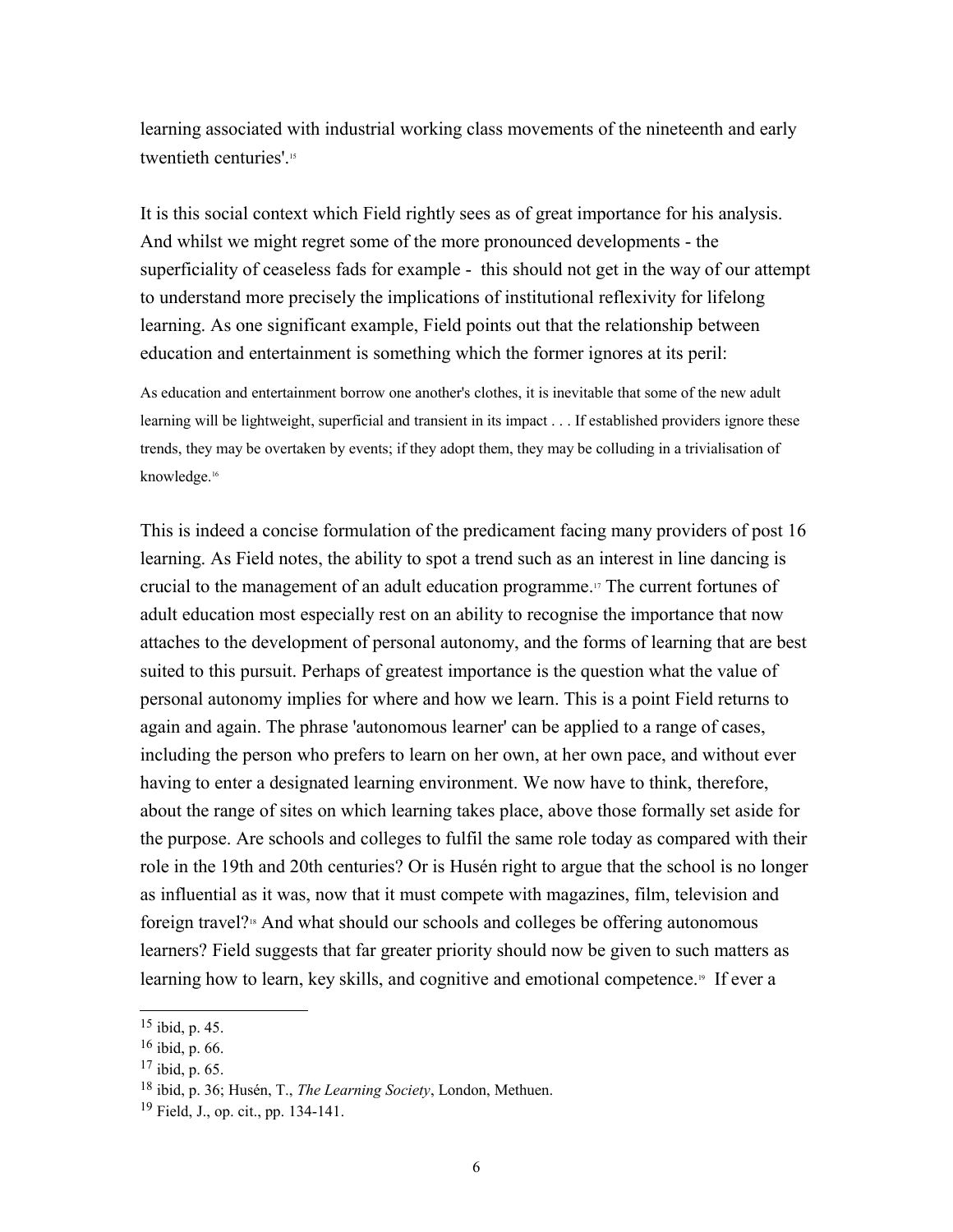learning associated with industrial working class movements of the nineteenth and early twentieth centuries'.[15]

It is this social context which Field rightly sees as of great importance for his analysis. And whilst we might regret some of the more pronounced developments - the superficiality of ceaseless fads for example - this should not get in the way of our attempt to understand more precisely the implications of institutional reflexivity for lifelong learning. As one significant example, Field points out that the relationship between education and entertainment is something which the former ignores at its peril:

> As education and entertainment borrow one another's clothes, it is inevitable that some of the new adult learning will be lightweight, superficial and transient in its impact . . . If established providers ignore these trends, they may be overtaken by events; if they adopt them, they may be colluding in a trivialisation of knowledge.[16]

This is indeed a concise formulation of the predicament facing many providers of post 16 learning. As Field notes, the ability to spot a trend such as an interest in line dancing is crucial to the management of an adult education programme.[17] The current fortunes of adult education most especially rest on an ability to recognise the importance that now attaches to the development of personal autonomy, and the forms of learning that are best suited to this pursuit. Perhaps of greatest importance is the question what the value of personal autonomy implies for where and how we learn. This is a point Field returns to again and again. The phrase 'autonomous learner' can be applied to a range of cases, including the person who prefers to learn on her own, at her own pace, and without ever having to enter a designated learning environment. We now have to think, therefore, about the range of sites on which learning takes place, above those formally set aside for the purpose. Are schools and colleges to fulfil the same role today as compared with their role in the 19th and 20th centuries? Or is Husén right to argue that the school is no longer as influential as it was, now that it must compete with magazines, film, television and foreign travel?[18] And what should our schools and colleges be offering autonomous learners? Field suggests that far greater priority should now be given to such matters as learning how to learn, key skills, and cognitive and emotional competence.[19] If ever a

---

[15] ibid, p. 45.

[16] ibid, p. 66.

[17] ibid, p. 65.

[18] ibid, p. 36; Husén, T., *The Learning Society*, London, Methuen.

[19] Field, J., op. cit., pp. 134-141.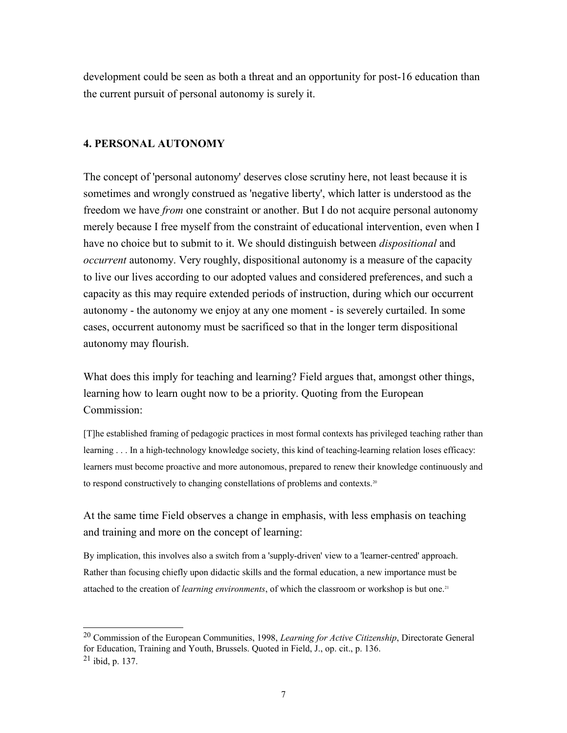development could be seen as both a threat and an opportunity for post-16 education than the current pursuit of personal autonomy is surely it.

## 4. PERSONAL AUTONOMY

The concept of 'personal autonomy' deserves close scrutiny here, not least because it is sometimes and wrongly construed as 'negative liberty', which latter is understood as the freedom we have *from* one constraint or another. But I do not acquire personal autonomy merely because I free myself from the constraint of educational intervention, even when I have no choice but to submit to it. We should distinguish between *dispositional* and *occurrent* autonomy. Very roughly, dispositional autonomy is a measure of the capacity to live our lives according to our adopted values and considered preferences, and such a capacity as this may require extended periods of instruction, during which our occurrent autonomy - the autonomy we enjoy at any one moment - is severely curtailed. In some cases, occurrent autonomy must be sacrificed so that in the longer term dispositional autonomy may flourish.

What does this imply for teaching and learning? Field argues that, amongst other things, learning how to learn ought now to be a priority. Quoting from the European Commission:

> [T]he established framing of pedagogic practices in most formal contexts has privileged teaching rather than learning . . . In a high-technology knowledge society, this kind of teaching-learning relation loses efficacy: learners must become proactive and more autonomous, prepared to renew their knowledge continuously and to respond constructively to changing constellations of problems and contexts.[20]

At the same time Field observes a change in emphasis, with less emphasis on teaching and training and more on the concept of learning:

> By implication, this involves also a switch from a 'supply-driven' view to a 'learner-centred' approach. Rather than focusing chiefly upon didactic skills and the formal education, a new importance must be attached to the creation of *learning environments*, of which the classroom or workshop is but one.[21]

---

[20] Commission of the European Communities, 1998, *Learning for Active Citizenship*, Directorate General for Education, Training and Youth, Brussels. Quoted in Field, J., op. cit., p. 136.

[21] ibid, p. 137.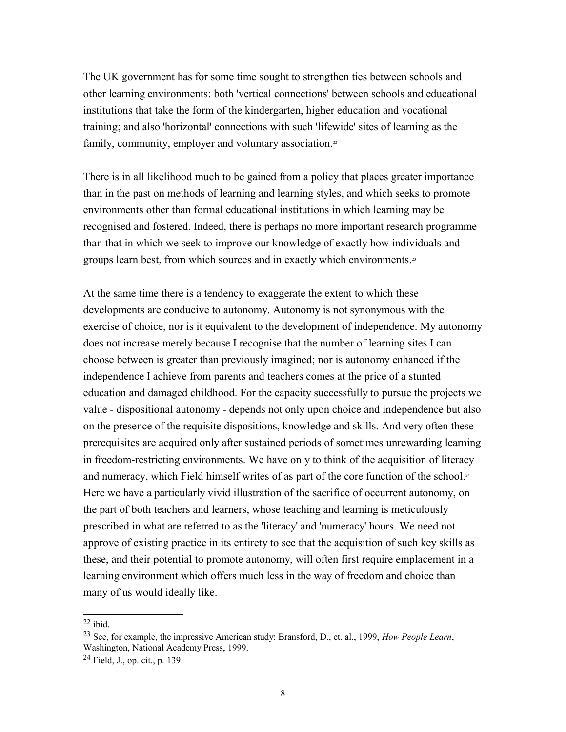The UK government has for some time sought to strengthen ties between schools and other learning environments: both 'vertical connections' between schools and educational institutions that take the form of the kindergarten, higher education and vocational training; and also 'horizontal' connections with such 'lifewide' sites of learning as the family, community, employer and voluntary association.[22]

There is in all likelihood much to be gained from a policy that places greater importance than in the past on methods of learning and learning styles, and which seeks to promote environments other than formal educational institutions in which learning may be recognised and fostered. Indeed, there is perhaps no more important research programme than that in which we seek to improve our knowledge of exactly how individuals and groups learn best, from which sources and in exactly which environments.[23]

At the same time there is a tendency to exaggerate the extent to which these developments are conducive to autonomy. Autonomy is not synonymous with the exercise of choice, nor is it equivalent to the development of independence. My autonomy does not increase merely because I recognise that the number of learning sites I can choose between is greater than previously imagined; nor is autonomy enhanced if the independence I achieve from parents and teachers comes at the price of a stunted education and damaged childhood. For the capacity successfully to pursue the projects we value - dispositional autonomy - depends not only upon choice and independence but also on the presence of the requisite dispositions, knowledge and skills. And very often these prerequisites are acquired only after sustained periods of sometimes unrewarding learning in freedom-restricting environments. We have only to think of the acquisition of literacy and numeracy, which Field himself writes of as part of the core function of the school.[24] Here we have a particularly vivid illustration of the sacrifice of occurrent autonomy, on the part of both teachers and learners, whose teaching and learning is meticulously prescribed in what are referred to as the 'literacy' and 'numeracy' hours. We need not approve of existing practice in its entirety to see that the acquisition of such key skills as these, and their potential to promote autonomy, will often first require emplacement in a learning environment which offers much less in the way of freedom and choice than many of us would ideally like.

---

[22] ibid.

[23] See, for example, the impressive American study: Bransford, D., et. al., 1999, *How People Learn*, Washington, National Academy Press, 1999.

[24] Field, J., op. cit., p. 139.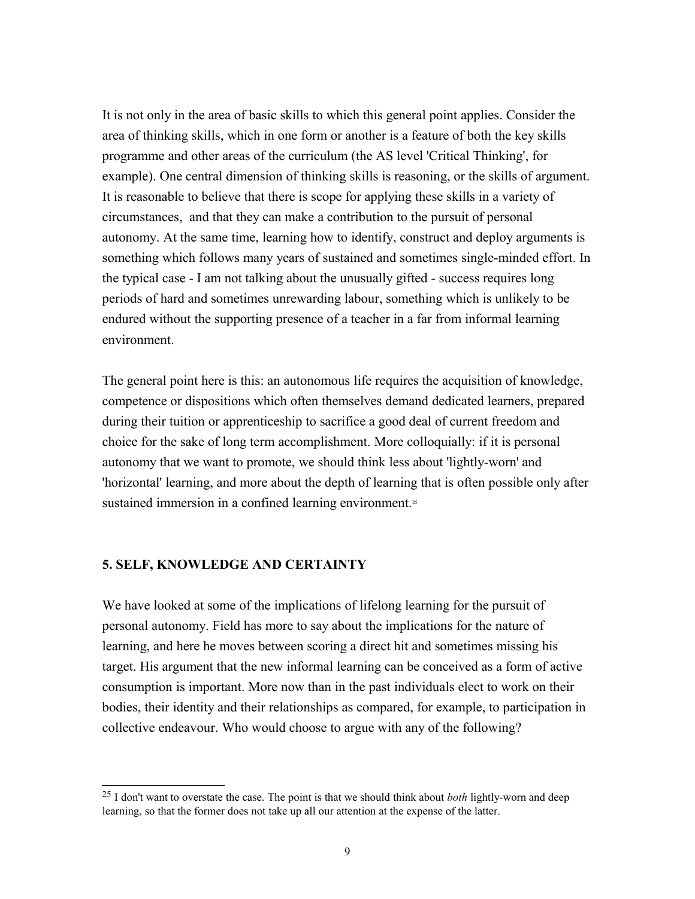It is not only in the area of basic skills to which this general point applies. Consider the area of thinking skills, which in one form or another is a feature of both the key skills programme and other areas of the curriculum (the AS level 'Critical Thinking', for example). One central dimension of thinking skills is reasoning, or the skills of argument. It is reasonable to believe that there is scope for applying these skills in a variety of circumstances, and that they can make a contribution to the pursuit of personal autonomy. At the same time, learning how to identify, construct and deploy arguments is something which follows many years of sustained and sometimes single-minded effort. In the typical case - I am not talking about the unusually gifted - success requires long periods of hard and sometimes unrewarding labour, something which is unlikely to be endured without the supporting presence of a teacher in a far from informal learning environment.

The general point here is this: an autonomous life requires the acquisition of knowledge, competence or dispositions which often themselves demand dedicated learners, prepared during their tuition or apprenticeship to sacrifice a good deal of current freedom and choice for the sake of long term accomplishment. More colloquially: if it is personal autonomy that we want to promote, we should think less about 'lightly-worn' and 'horizontal' learning, and more about the depth of learning that is often possible only after sustained immersion in a confined learning environment.[25]

## 5. SELF, KNOWLEDGE AND CERTAINTY

We have looked at some of the implications of lifelong learning for the pursuit of personal autonomy. Field has more to say about the implications for the nature of learning, and here he moves between scoring a direct hit and sometimes missing his target. His argument that the new informal learning can be conceived as a form of active consumption is important. More now than in the past individuals elect to work on their bodies, their identity and their relationships as compared, for example, to participation in collective endeavour. Who would choose to argue with any of the following?

---

[25] I don't want to overstate the case. The point is that we should think about *both* lightly-worn and deep learning, so that the former does not take up all our attention at the expense of the latter.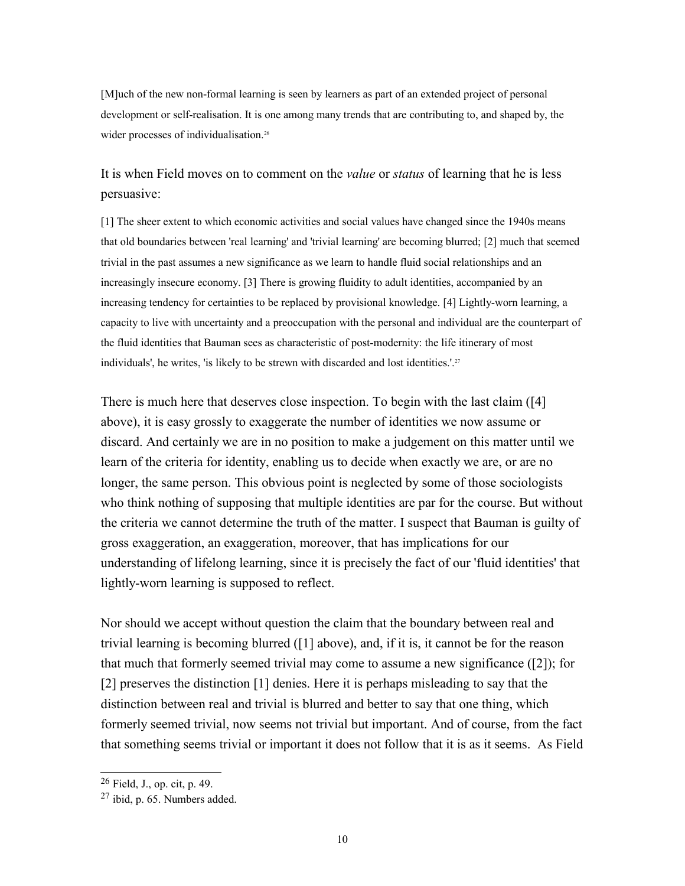> [M]uch of the new non-formal learning is seen by learners as part of an extended project of personal development or self-realisation. It is one among many trends that are contributing to, and shaped by, the wider processes of individualisation.[26]

It is when Field moves on to comment on the *value* or *status* of learning that he is less persuasive:

> [1] The sheer extent to which economic activities and social values have changed since the 1940s means that old boundaries between 'real learning' and 'trivial learning' are becoming blurred; [2] much that seemed trivial in the past assumes a new significance as we learn to handle fluid social relationships and an increasingly insecure economy. [3] There is growing fluidity to adult identities, accompanied by an increasing tendency for certainties to be replaced by provisional knowledge. [4] Lightly-worn learning, a capacity to live with uncertainty and a preoccupation with the personal and individual are the counterpart of the fluid identities that Bauman sees as characteristic of post-modernity: the life itinerary of most individuals', he writes, 'is likely to be strewn with discarded and lost identities.'.[27]

There is much here that deserves close inspection. To begin with the last claim ([4] above), it is easy grossly to exaggerate the number of identities we now assume or discard. And certainly we are in no position to make a judgement on this matter until we learn of the criteria for identity, enabling us to decide when exactly we are, or are no longer, the same person. This obvious point is neglected by some of those sociologists who think nothing of supposing that multiple identities are par for the course. But without the criteria we cannot determine the truth of the matter. I suspect that Bauman is guilty of gross exaggeration, an exaggeration, moreover, that has implications for our understanding of lifelong learning, since it is precisely the fact of our 'fluid identities' that lightly-worn learning is supposed to reflect.

Nor should we accept without question the claim that the boundary between real and trivial learning is becoming blurred ([1] above), and, if it is, it cannot be for the reason that much that formerly seemed trivial may come to assume a new significance ([2]); for [2] preserves the distinction [1] denies. Here it is perhaps misleading to say that the distinction between real and trivial is blurred and better to say that one thing, which formerly seemed trivial, now seems not trivial but important. And of course, from the fact that something seems trivial or important it does not follow that it is as it seems. As Field

[26] Field, J., op. cit, p. 49.

[27] ibid, p. 65. Numbers added.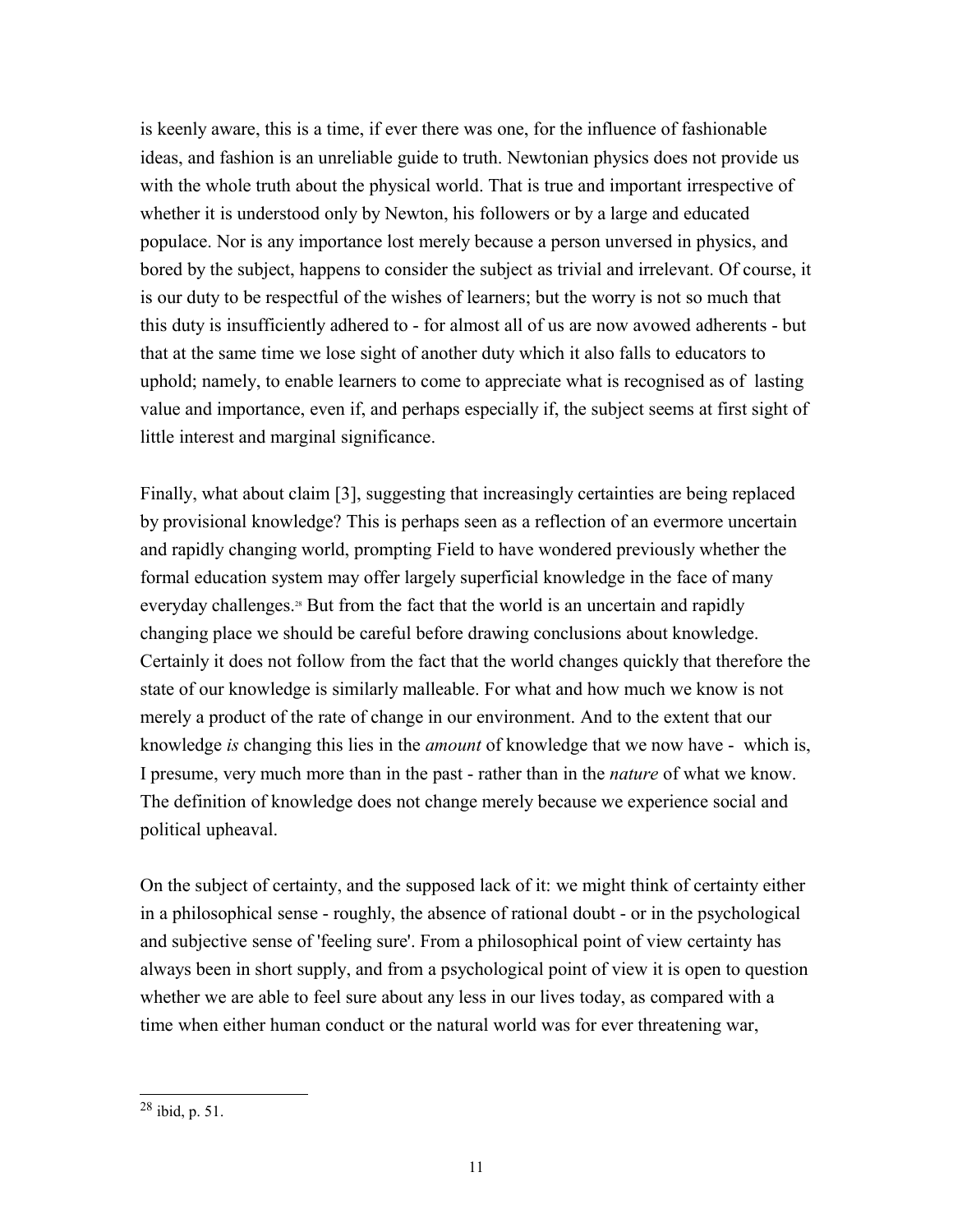is keenly aware, this is a time, if ever there was one, for the influence of fashionable ideas, and fashion is an unreliable guide to truth. Newtonian physics does not provide us with the whole truth about the physical world. That is true and important irrespective of whether it is understood only by Newton, his followers or by a large and educated populace. Nor is any importance lost merely because a person unversed in physics, and bored by the subject, happens to consider the subject as trivial and irrelevant. Of course, it is our duty to be respectful of the wishes of learners; but the worry is not so much that this duty is insufficiently adhered to - for almost all of us are now avowed adherents - but that at the same time we lose sight of another duty which it also falls to educators to uphold; namely, to enable learners to come to appreciate what is recognised as of lasting value and importance, even if, and perhaps especially if, the subject seems at first sight of little interest and marginal significance.

Finally, what about claim [3], suggesting that increasingly certainties are being replaced by provisional knowledge? This is perhaps seen as a reflection of an evermore uncertain and rapidly changing world, prompting Field to have wondered previously whether the formal education system may offer largely superficial knowledge in the face of many everyday challenges.[28] But from the fact that the world is an uncertain and rapidly changing place we should be careful before drawing conclusions about knowledge. Certainly it does not follow from the fact that the world changes quickly that therefore the state of our knowledge is similarly malleable. For what and how much we know is not merely a product of the rate of change in our environment. And to the extent that our knowledge *is* changing this lies in the *amount* of knowledge that we now have - which is, I presume, very much more than in the past - rather than in the *nature* of what we know. The definition of knowledge does not change merely because we experience social and political upheaval.

On the subject of certainty, and the supposed lack of it: we might think of certainty either in a philosophical sense - roughly, the absence of rational doubt - or in the psychological and subjective sense of 'feeling sure'. From a philosophical point of view certainty has always been in short supply, and from a psychological point of view it is open to question whether we are able to feel sure about any less in our lives today, as compared with a time when either human conduct or the natural world was for ever threatening war,

---

[28] ibid, p. 51.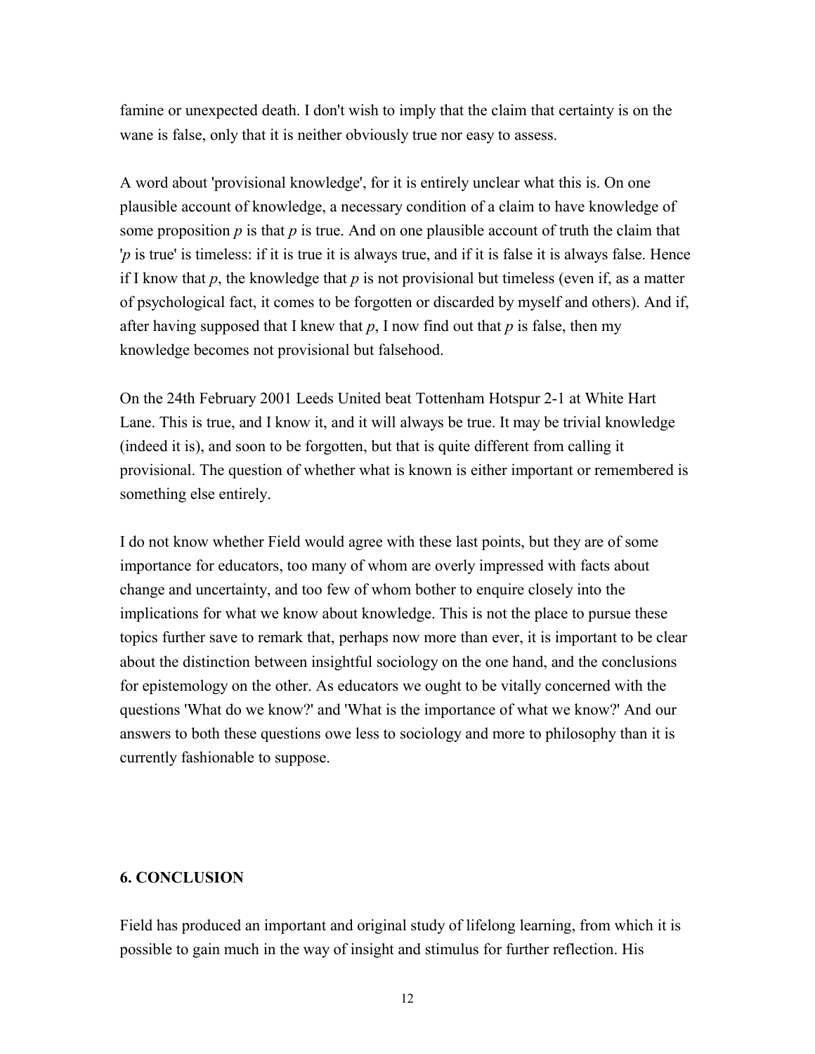famine or unexpected death. I don't wish to imply that the claim that certainty is on the wane is false, only that it is neither obviously true nor easy to assess.

A word about 'provisional knowledge', for it is entirely unclear what this is. On one plausible account of knowledge, a necessary condition of a claim to have knowledge of some proposition $p$ is that $p$ is true. And on one plausible account of truth the claim that '$p$ is true' is timeless: if it is true it is always true, and if it is false it is always false. Hence if I know that $p$, the knowledge that $p$ is not provisional but timeless (even if, as a matter of psychological fact, it comes to be forgotten or discarded by myself and others). And if, after having supposed that I knew that $p$, I now find out that $p$ is false, then my knowledge becomes not provisional but falsehood.

On the 24th February 2001 Leeds United beat Tottenham Hotspur 2-1 at White Hart Lane. This is true, and I know it, and it will always be true. It may be trivial knowledge (indeed it is), and soon to be forgotten, but that is quite different from calling it provisional. The question of whether what is known is either important or remembered is something else entirely.

I do not know whether Field would agree with these last points, but they are of some importance for educators, too many of whom are overly impressed with facts about change and uncertainty, and too few of whom bother to enquire closely into the implications for what we know about knowledge. This is not the place to pursue these topics further save to remark that, perhaps now more than ever, it is important to be clear about the distinction between insightful sociology on the one hand, and the conclusions for epistemology on the other. As educators we ought to be vitally concerned with the questions 'What do we know?' and 'What is the importance of what we know?' And our answers to both these questions owe less to sociology and more to philosophy than it is currently fashionable to suppose.

## 6. CONCLUSION

Field has produced an important and original study of lifelong learning, from which it is possible to gain much in the way of insight and stimulus for further reflection. His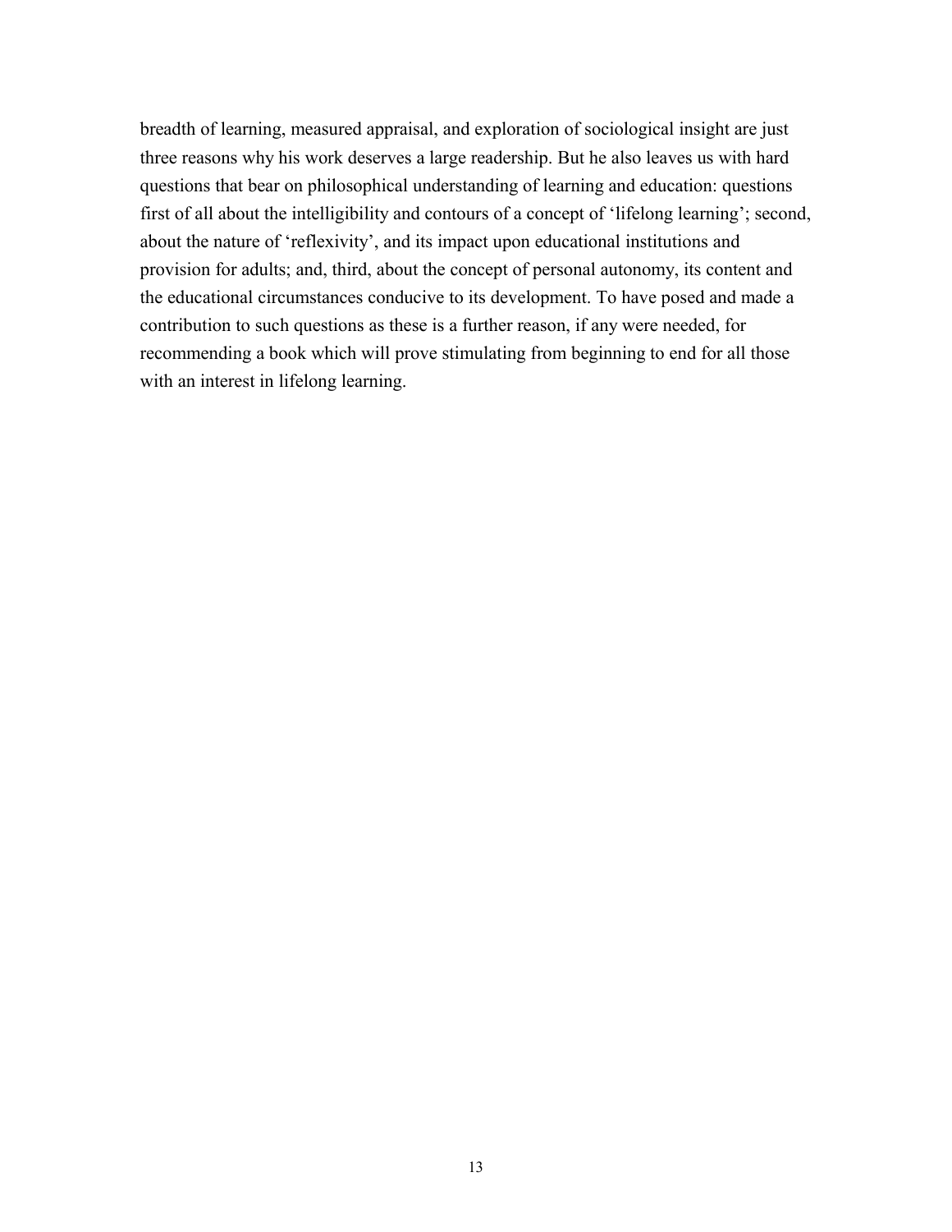breadth of learning, measured appraisal, and exploration of sociological insight are just three reasons why his work deserves a large readership. But he also leaves us with hard questions that bear on philosophical understanding of learning and education: questions first of all about the intelligibility and contours of a concept of 'lifelong learning'; second, about the nature of 'reflexivity', and its impact upon educational institutions and provision for adults; and, third, about the concept of personal autonomy, its content and the educational circumstances conducive to its development. To have posed and made a contribution to such questions as these is a further reason, if any were needed, for recommending a book which will prove stimulating from beginning to end for all those with an interest in lifelong learning.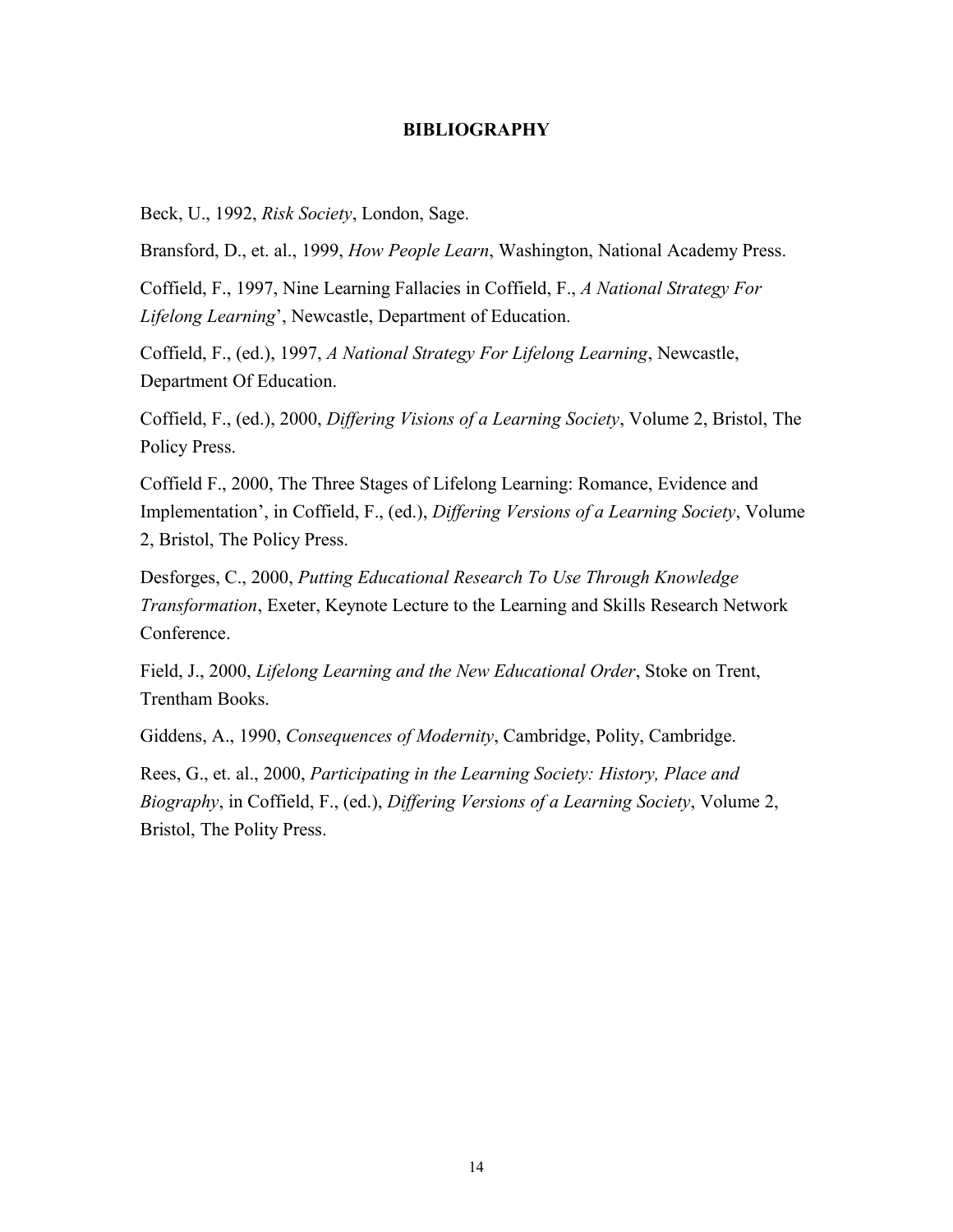**BIBLIOGRAPHY**

Beck, U., 1992, *Risk Society*, London, Sage.

Bransford, D., et. al., 1999, *How People Learn*, Washington, National Academy Press.

Coffield, F., 1997, Nine Learning Fallacies in Coffield, F., *A National Strategy For Lifelong Learning*', Newcastle, Department of Education.

Coffield, F., (ed.), 1997, *A National Strategy For Lifelong Learning*, Newcastle, Department Of Education.

Coffield, F., (ed.), 2000, *Differing Visions of a Learning Society*, Volume 2, Bristol, The Policy Press.

Coffield F., 2000, The Three Stages of Lifelong Learning: Romance, Evidence and Implementation', in Coffield, F., (ed.), *Differing Versions of a Learning Society*, Volume 2, Bristol, The Policy Press.

Desforges, C., 2000, *Putting Educational Research To Use Through Knowledge Transformation*, Exeter, Keynote Lecture to the Learning and Skills Research Network Conference.

Field, J., 2000, *Lifelong Learning and the New Educational Order*, Stoke on Trent, Trentham Books.

Giddens, A., 1990, *Consequences of Modernity*, Cambridge, Polity, Cambridge.

Rees, G., et. al., 2000, *Participating in the Learning Society: History, Place and Biography*, in Coffield, F., (ed.), *Differing Versions of a Learning Society*, Volume 2, Bristol, The Polity Press.